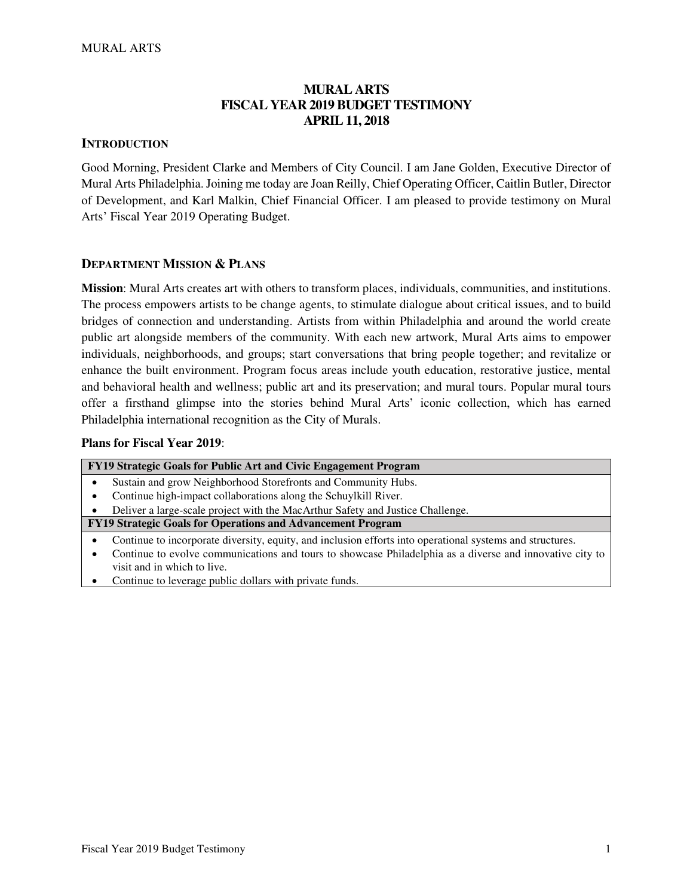# MURAL ARTS
# FISCAL YEAR 2019 BUDGET TESTIMONY
# APRIL 11, 2018

## INTRODUCTION

Good Morning, President Clarke and Members of City Council. I am Jane Golden, Executive Director of Mural Arts Philadelphia. Joining me today are Joan Reilly, Chief Operating Officer, Caitlin Butler, Director of Development, and Karl Malkin, Chief Financial Officer. I am pleased to provide testimony on Mural Arts' Fiscal Year 2019 Operating Budget.

## DEPARTMENT MISSION & PLANS

**Mission**: Mural Arts creates art with others to transform places, individuals, communities, and institutions. The process empowers artists to be change agents, to stimulate dialogue about critical issues, and to build bridges of connection and understanding. Artists from within Philadelphia and around the world create public art alongside members of the community. With each new artwork, Mural Arts aims to empower individuals, neighborhoods, and groups; start conversations that bring people together; and revitalize or enhance the built environment. Program focus areas include youth education, restorative justice, mental and behavioral health and wellness; public art and its preservation; and mural tours. Popular mural tours offer a firsthand glimpse into the stories behind Mural Arts' iconic collection, which has earned Philadelphia international recognition as the City of Murals.

**Plans for Fiscal Year 2019**:

| FY19 Strategic Goals for Public Art and Civic Engagement Program |
|---|
| • Sustain and grow Neighborhood Storefronts and Community Hubs. |
| • Continue high-impact collaborations along the Schuylkill River. |
| • Deliver a large-scale project with the MacArthur Safety and Justice Challenge. |
| **FY19 Strategic Goals for Operations and Advancement Program** |
| • Continue to incorporate diversity, equity, and inclusion efforts into operational systems and structures. |
| • Continue to evolve communications and tours to showcase Philadelphia as a diverse and innovative city to visit and in which to live. |
| • Continue to leverage public dollars with private funds. |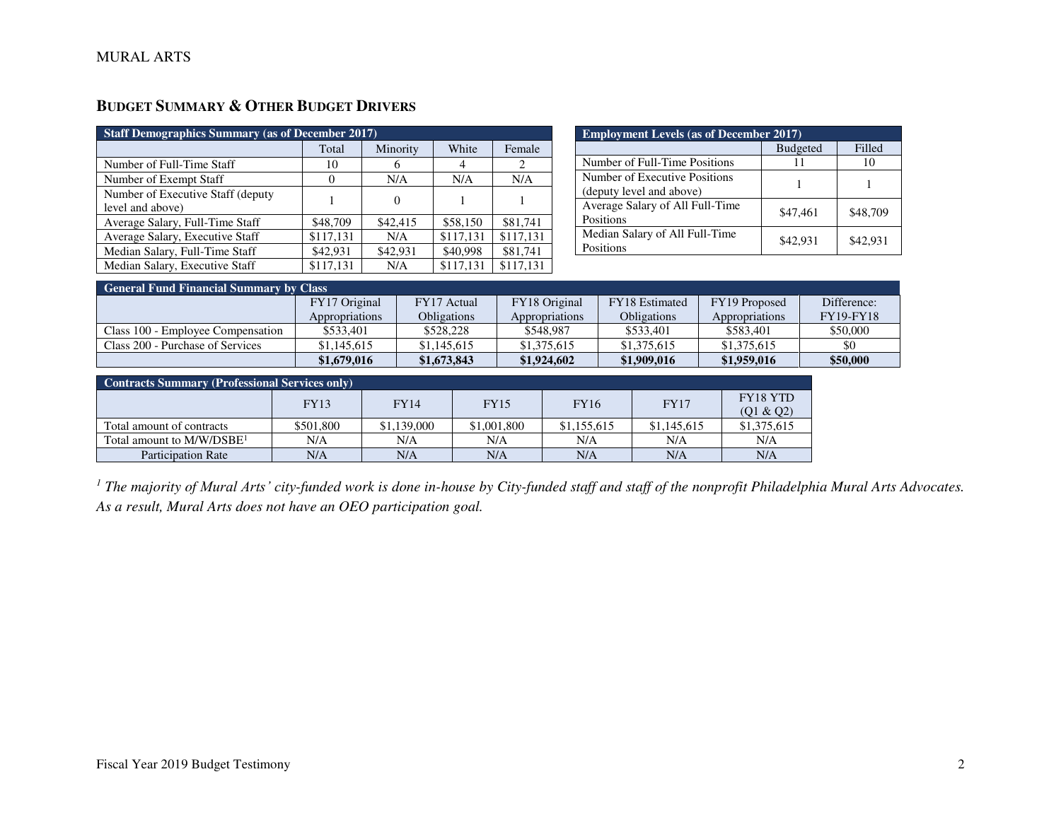## BUDGET SUMMARY & OTHER BUDGET DRIVERS

| Staff Demographics Summary (as of December 2017) | | | | |
|---|---|---|---|---|
| | Total | Minority | White | Female |
| Number of Full-Time Staff | 10 | 6 | 4 | 2 |
| Number of Exempt Staff | 0 | N/A | N/A | N/A |
| Number of Executive Staff (deputy level and above) | 1 | 0 | 1 | 1 |
| Average Salary, Full-Time Staff | $48,709 | $42,415 | $58,150 | $81,741 |
| Average Salary, Executive Staff | $117,131 | N/A | $117,131 | $117,131 |
| Median Salary, Full-Time Staff | $42,931 | $42,931 | $40,998 | $81,741 |
| Median Salary, Executive Staff | $117,131 | N/A | $117,131 | $117,131 |

| Employment Levels (as of December 2017) | | |
|---|---|---|
| | Budgeted | Filled |
| Number of Full-Time Positions | 11 | 10 |
| Number of Executive Positions (deputy level and above) | 1 | 1 |
| Average Salary of All Full-Time Positions | $47,461 | $48,709 |
| Median Salary of All Full-Time Positions | $42,931 | $42,931 |

| General Fund Financial Summary by Class | | | | | | |
|---|---|---|---|---|---|---|
| | FY17 Original Appropriations | FY17 Actual Obligations | FY18 Original Appropriations | FY18 Estimated Obligations | FY19 Proposed Appropriations | Difference: FY19-FY18 |
| Class 100 - Employee Compensation | $533,401 | $528,228 | $548,987 | $533,401 | $583,401 | $50,000 |
| Class 200 - Purchase of Services | $1,145,615 | $1,145,615 | $1,375,615 | $1,375,615 | $1,375,615 | $0 |
| | **$1,679,016** | **$1,673,843** | **$1,924,602** | **$1,909,016** | **$1,959,016** | **$50,000** |

| Contracts Summary (Professional Services only) | | | | | | |
|---|---|---|---|---|---|---|
| | FY13 | FY14 | FY15 | FY16 | FY17 | FY18 YTD (Q1 & Q2) |
| Total amount of contracts | $501,800 | $1,139,000 | $1,001,800 | $1,155,615 | $1,145,615 | $1,375,615 |
| Total amount to M/W/DSBE[1] | N/A | N/A | N/A | N/A | N/A | N/A |
| Participation Rate | N/A | N/A | N/A | N/A | N/A | N/A |

*[1] The majority of Mural Arts' city-funded work is done in-house by City-funded staff and staff of the nonprofit Philadelphia Mural Arts Advocates. As a result, Mural Arts does not have an OEO participation goal.*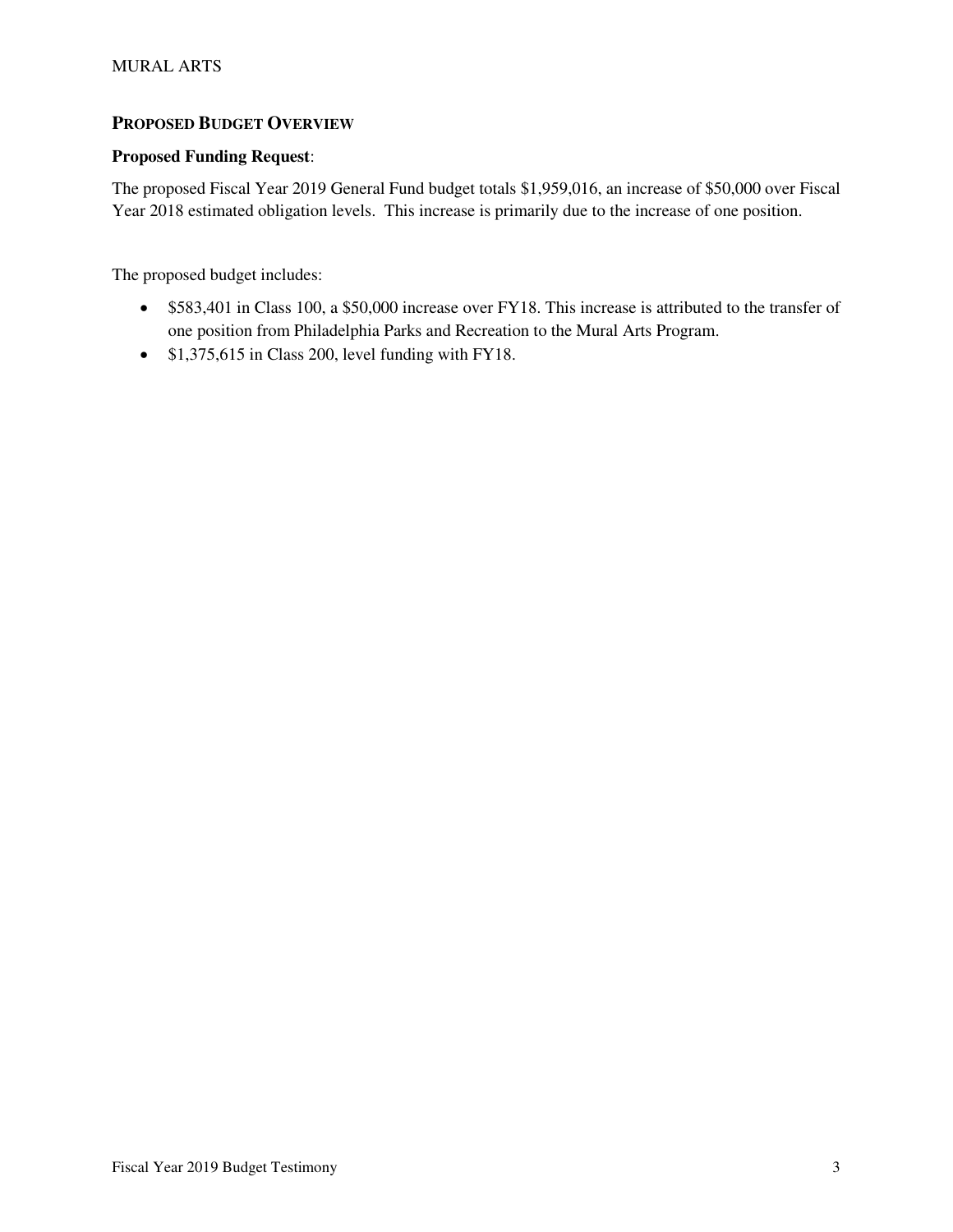## PROPOSED BUDGET OVERVIEW

**Proposed Funding Request**:

The proposed Fiscal Year 2019 General Fund budget totals $1,959,016, an increase of $50,000 over Fiscal Year 2018 estimated obligation levels. This increase is primarily due to the increase of one position.

The proposed budget includes:

- $583,401 in Class 100, a $50,000 increase over FY18. This increase is attributed to the transfer of one position from Philadelphia Parks and Recreation to the Mural Arts Program.
- $1,375,615 in Class 200, level funding with FY18.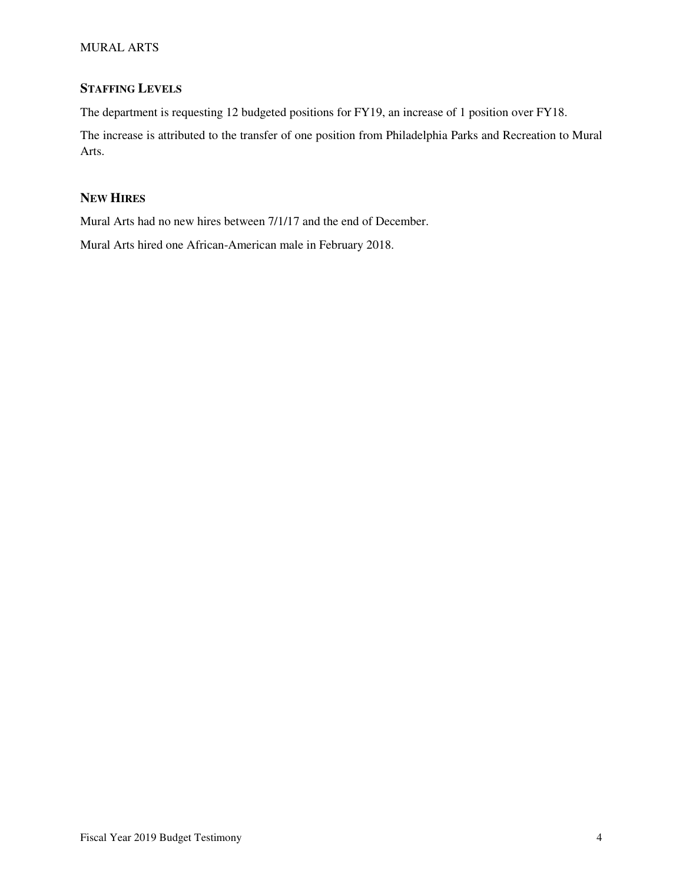## STAFFING LEVELS

The department is requesting 12 budgeted positions for FY19, an increase of 1 position over FY18.

The increase is attributed to the transfer of one position from Philadelphia Parks and Recreation to Mural Arts.

## NEW HIRES

Mural Arts had no new hires between 7/1/17 and the end of December.

Mural Arts hired one African-American male in February 2018.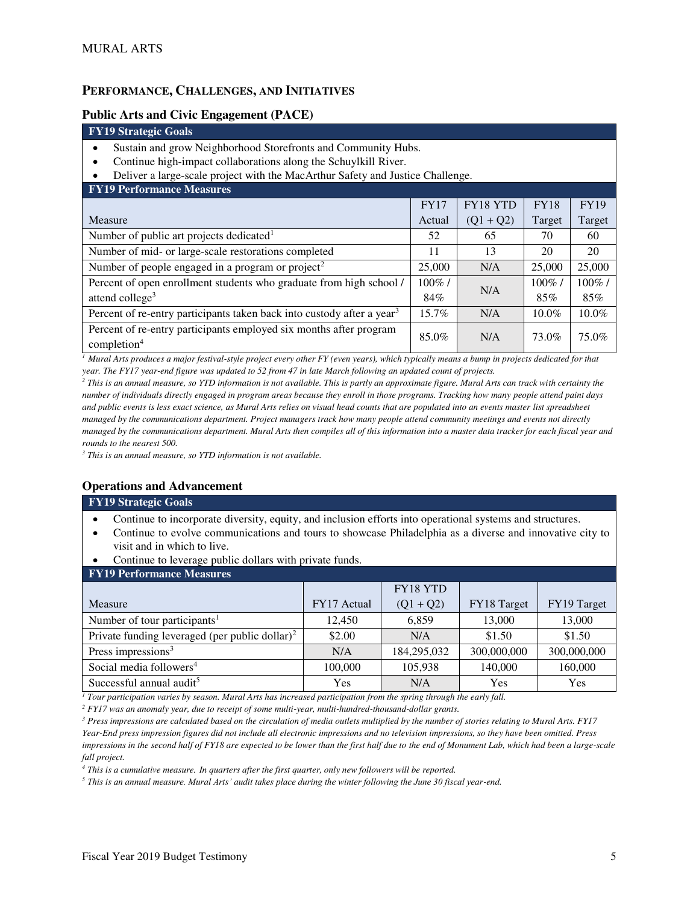## PERFORMANCE, CHALLENGES, AND INITIATIVES

### Public Arts and Civic Engagement (PACE)

**FY19 Strategic Goals**

- Sustain and grow Neighborhood Storefronts and Community Hubs.
- Continue high-impact collaborations along the Schuylkill River.
- Deliver a large-scale project with the MacArthur Safety and Justice Challenge.

**FY19 Performance Measures**

| Measure | FY17 Actual | FY18 YTD (Q1 + Q2) | FY18 Target | FY19 Target |
|---|---|---|---|---|
| Number of public art projects dedicated[1] | 52 | 65 | 70 | 60 |
| Number of mid- or large-scale restorations completed | 11 | 13 | 20 | 20 |
| Number of people engaged in a program or project[2] | 25,000 | N/A | 25,000 | 25,000 |
| Percent of open enrollment students who graduate from high school / attend college[3] | 100% / 84% | N/A | 100% / 85% | 100% / 85% |
| Percent of re-entry participants taken back into custody after a year[3] | 15.7% | N/A | 10.0% | 10.0% |
| Percent of re-entry participants employed six months after program completion[4] | 85.0% | N/A | 73.0% | 75.0% |

*[1] Mural Arts produces a major festival-style project every other FY (even years), which typically means a bump in projects dedicated for that year. The FY17 year-end figure was updated to 52 from 47 in late March following an updated count of projects.*

*[2] This is an annual measure, so YTD information is not available. This is partly an approximate figure. Mural Arts can track with certainty the number of individuals directly engaged in program areas because they enroll in those programs. Tracking how many people attend paint days and public events is less exact science, as Mural Arts relies on visual head counts that are populated into an events master list spreadsheet managed by the communications department. Project managers track how many people attend community meetings and events not directly managed by the communications department. Mural Arts then compiles all of this information into a master data tracker for each fiscal year and rounds to the nearest 500.*

*[3] This is an annual measure, so YTD information is not available.*

### Operations and Advancement

**FY19 Strategic Goals**

- Continue to incorporate diversity, equity, and inclusion efforts into operational systems and structures.
- Continue to evolve communications and tours to showcase Philadelphia as a diverse and innovative city to visit and in which to live.
- Continue to leverage public dollars with private funds.

**FY19 Performance Measures**

| Measure | FY17 Actual | FY18 YTD (Q1 + Q2) | FY18 Target | FY19 Target |
|---|---|---|---|---|
| Number of tour participants[1] | 12,450 | 6,859 | 13,000 | 13,000 |
| Private funding leveraged (per public dollar)[2] | $2.00 | N/A | $1.50 | $1.50 |
| Press impressions[3] | N/A | 184,295,032 | 300,000,000 | 300,000,000 |
| Social media followers[4] | 100,000 | 105,938 | 140,000 | 160,000 |
| Successful annual audit[5] | Yes | N/A | Yes | Yes |

*[1] Tour participation varies by season. Mural Arts has increased participation from the spring through the early fall.*

*[2] FY17 was an anomaly year, due to receipt of some multi-year, multi-hundred-thousand-dollar grants.*

*[3] Press impressions are calculated based on the circulation of media outlets multiplied by the number of stories relating to Mural Arts. FY17 Year-End press impression figures did not include all electronic impressions and no television impressions, so they have been omitted. Press impressions in the second half of FY18 are expected to be lower than the first half due to the end of Monument Lab, which had been a large-scale fall project.*

*[4] This is a cumulative measure. In quarters after the first quarter, only new followers will be reported.*

*[5] This is an annual measure. Mural Arts' audit takes place during the winter following the June 30 fiscal year-end.*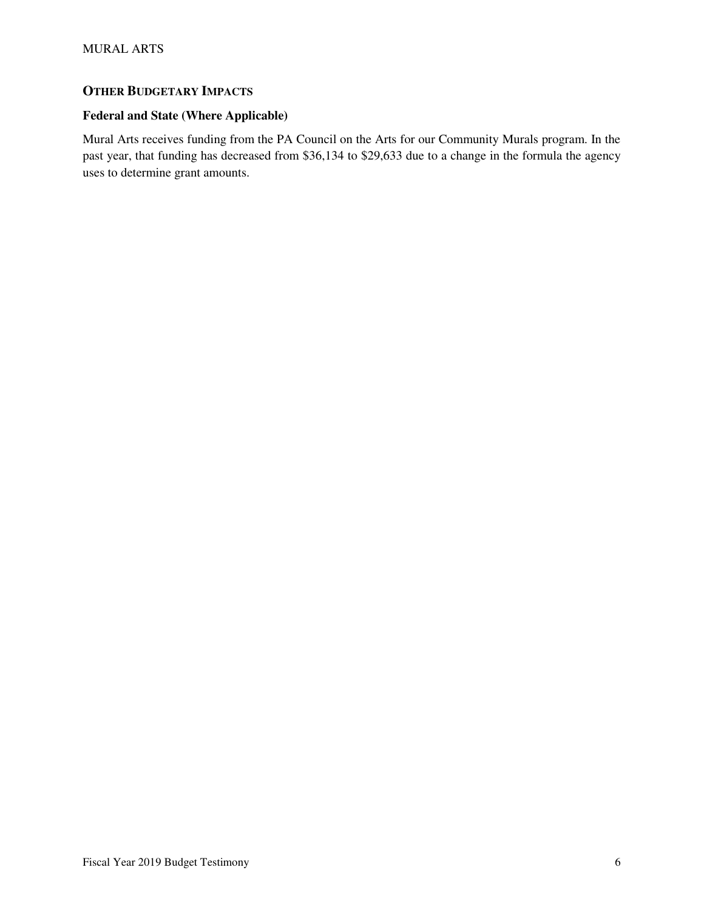## OTHER BUDGETARY IMPACTS

### Federal and State (Where Applicable)

Mural Arts receives funding from the PA Council on the Arts for our Community Murals program. In the past year, that funding has decreased from $36,134 to $29,633 due to a change in the formula the agency uses to determine grant amounts.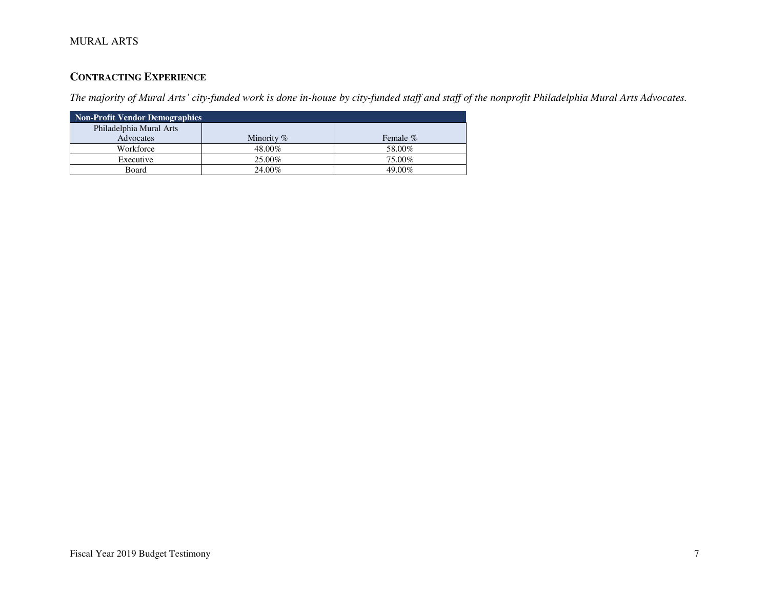## Contracting Experience

*The majority of Mural Arts' city-funded work is done in-house by city-funded staff and staff of the nonprofit Philadelphia Mural Arts Advocates.*

| Non-Profit Vendor Demographics | | |
|---|---|---|
| Philadelphia Mural Arts Advocates | Minority % | Female % |
| Workforce | 48.00% | 58.00% |
| Executive | 25.00% | 75.00% |
| Board | 24.00% | 49.00% |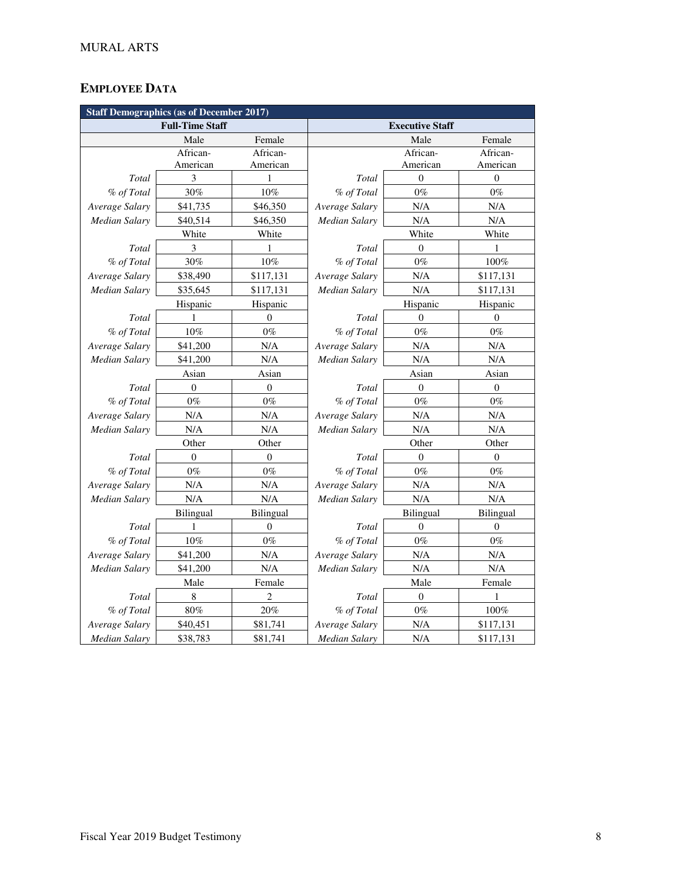## EMPLOYEE DATA

| Staff Demographics (as of December 2017) | | | | | |
|---|---|---|---|---|---|
| Full-Time Staff | | | Executive Staff | | |
| | Male | Female | | Male | Female |
| | African-American | African-American | | African-American | African-American |
| *Total* | 3 | 1 | *Total* | 0 | 0 |
| *% of Total* | 30% | 10% | *% of Total* | 0% | 0% |
| *Average Salary* | $41,735 | $46,350 | *Average Salary* | N/A | N/A |
| *Median Salary* | $40,514 | $46,350 | *Median Salary* | N/A | N/A |
| | White | White | | White | White |
| *Total* | 3 | 1 | *Total* | 0 | 1 |
| *% of Total* | 30% | 10% | *% of Total* | 0% | 100% |
| *Average Salary* | $38,490 | $117,131 | *Average Salary* | N/A | $117,131 |
| *Median Salary* | $35,645 | $117,131 | *Median Salary* | N/A | $117,131 |
| | Hispanic | Hispanic | | Hispanic | Hispanic |
| *Total* | 1 | 0 | *Total* | 0 | 0 |
| *% of Total* | 10% | 0% | *% of Total* | 0% | 0% |
| *Average Salary* | $41,200 | N/A | *Average Salary* | N/A | N/A |
| *Median Salary* | $41,200 | N/A | *Median Salary* | N/A | N/A |
| | Asian | Asian | | Asian | Asian |
| *Total* | 0 | 0 | *Total* | 0 | 0 |
| *% of Total* | 0% | 0% | *% of Total* | 0% | 0% |
| *Average Salary* | N/A | N/A | *Average Salary* | N/A | N/A |
| *Median Salary* | N/A | N/A | *Median Salary* | N/A | N/A |
| | Other | Other | | Other | Other |
| *Total* | 0 | 0 | *Total* | 0 | 0 |
| *% of Total* | 0% | 0% | *% of Total* | 0% | 0% |
| *Average Salary* | N/A | N/A | *Average Salary* | N/A | N/A |
| *Median Salary* | N/A | N/A | *Median Salary* | N/A | N/A |
| | Bilingual | Bilingual | | Bilingual | Bilingual |
| *Total* | 1 | 0 | *Total* | 0 | 0 |
| *% of Total* | 10% | 0% | *% of Total* | 0% | 0% |
| *Average Salary* | $41,200 | N/A | *Average Salary* | N/A | N/A |
| *Median Salary* | $41,200 | N/A | *Median Salary* | N/A | N/A |
| | Male | Female | | Male | Female |
| *Total* | 8 | 2 | *Total* | 0 | 1 |
| *% of Total* | 80% | 20% | *% of Total* | 0% | 100% |
| *Average Salary* | $40,451 | $81,741 | *Average Salary* | N/A | $117,131 |
| *Median Salary* | $38,783 | $81,741 | *Median Salary* | N/A | $117,131 |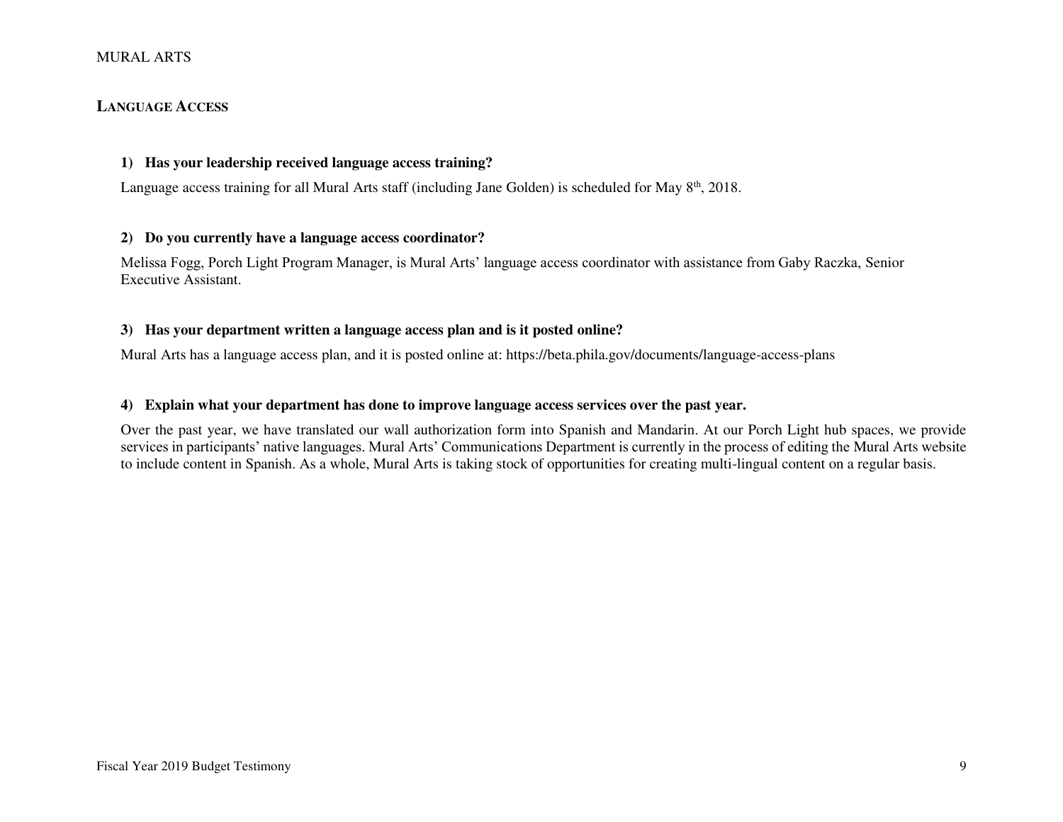## Language Access

**1) Has your leadership received language access training?**

Language access training for all Mural Arts staff (including Jane Golden) is scheduled for May 8th, 2018.

**2) Do you currently have a language access coordinator?**

Melissa Fogg, Porch Light Program Manager, is Mural Arts' language access coordinator with assistance from Gaby Raczka, Senior Executive Assistant.

**3) Has your department written a language access plan and is it posted online?**

Mural Arts has a language access plan, and it is posted online at: https://beta.phila.gov/documents/language-access-plans

**4) Explain what your department has done to improve language access services over the past year.**

Over the past year, we have translated our wall authorization form into Spanish and Mandarin. At our Porch Light hub spaces, we provide services in participants' native languages. Mural Arts' Communications Department is currently in the process of editing the Mural Arts website to include content in Spanish. As a whole, Mural Arts is taking stock of opportunities for creating multi-lingual content on a regular basis.